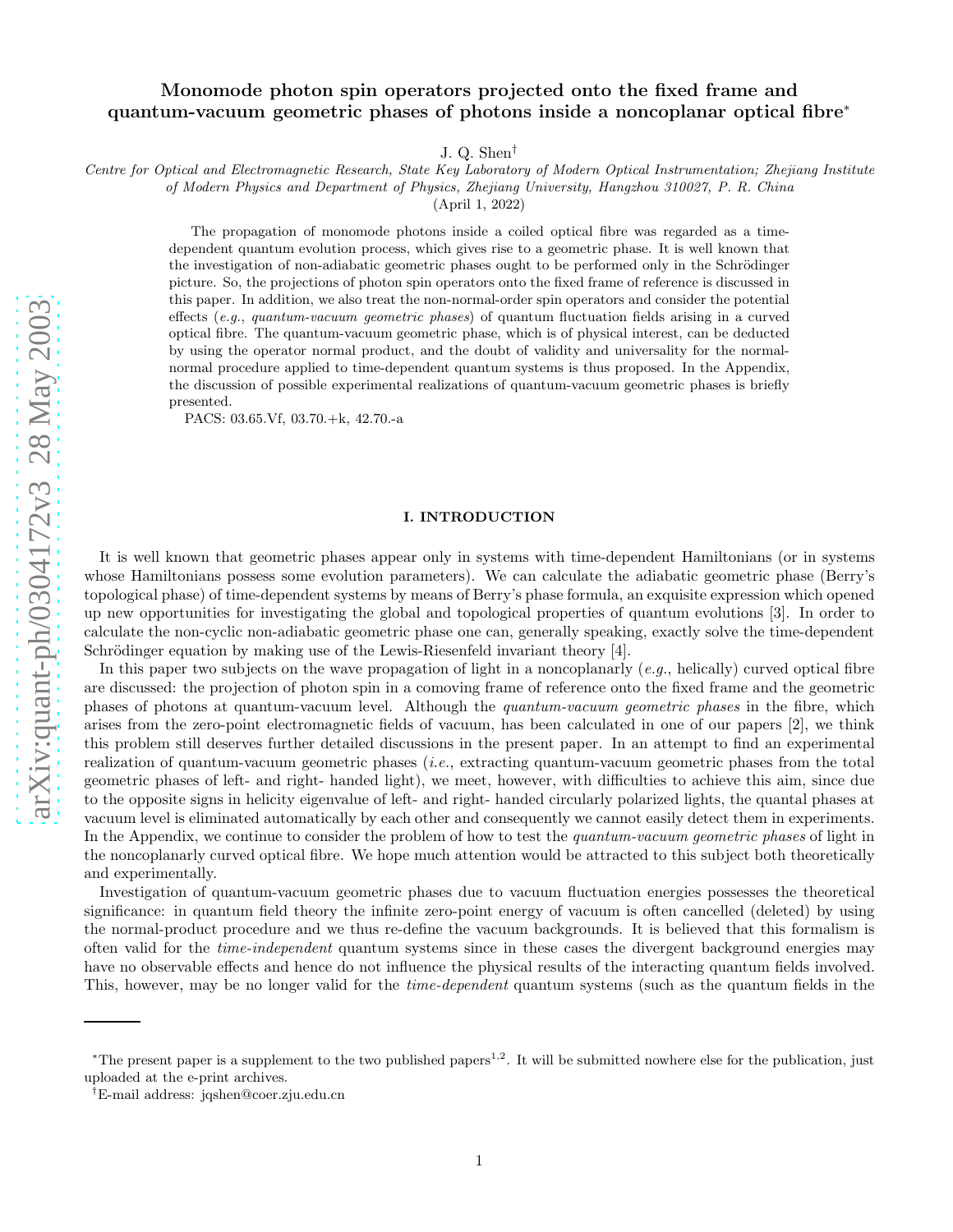# Monomode photon spin operators projected onto the fixed frame and quantum-vacuum geometric phases of photons inside a noncoplanar optical fibre*

J. Q. Shen†

*Centre for Optical and Electromagnetic Research, State Key Laboratory of Modern Optical Instrumentation; Zhejiang Institute of Modern Physics and Department of Physics, Zhejiang University, Hangzhou 310027, P. R. China*

(April 1, 2022)

The propagation of monomode photons inside a coiled optical fibre was regarded as a time-dependent quantum evolution process, which gives rise to a geometric phase. It is well known that the investigation of non-adiabatic geometric phases ought to be performed only in the Schrödinger picture. So, the projections of photon spin operators onto the fixed frame of reference is discussed in this paper. In addition, we also treat the non-normal-order spin operators and consider the potential effects (*e.g.*, *quantum-vacuum geometric phases*) of quantum fluctuation fields arising in a curved optical fibre. The quantum-vacuum geometric phase, which is of physical interest, can be deducted by using the operator normal product, and the doubt of validity and universality for the normal-normal procedure applied to time-dependent quantum systems is thus proposed. In the Appendix, the discussion of possible experimental realizations of quantum-vacuum geometric phases is briefly presented.

PACS: 03.65.Vf, 03.70.+k, 42.70.-a

## I. INTRODUCTION

It is well known that geometric phases appear only in systems with time-dependent Hamiltonians (or in systems whose Hamiltonians possess some evolution parameters). We can calculate the adiabatic geometric phase (Berry's topological phase) of time-dependent systems by means of Berry's phase formula, an exquisite expression which opened up new opportunities for investigating the global and topological properties of quantum evolutions [3]. In order to calculate the non-cyclic non-adiabatic geometric phase one can, generally speaking, exactly solve the time-dependent Schrödinger equation by making use of the Lewis-Riesenfeld invariant theory [4].

In this paper two subjects on the wave propagation of light in a noncoplanarly (*e.g.*, helically) curved optical fibre are discussed: the projection of photon spin in a comoving frame of reference onto the fixed frame and the geometric phases of photons at quantum-vacuum level. Although the *quantum-vacuum geometric phases* in the fibre, which arises from the zero-point electromagnetic fields of vacuum, has been calculated in one of our papers [2], we think this problem still deserves further detailed discussions in the present paper. In an attempt to find an experimental realization of quantum-vacuum geometric phases (*i.e.*, extracting quantum-vacuum geometric phases from the total geometric phases of left- and right- handed light), we meet, however, with difficulties to achieve this aim, since due to the opposite signs in helicity eigenvalue of left- and right- handed circularly polarized lights, the quantal phases at vacuum level is eliminated automatically by each other and consequently we cannot easily detect them in experiments. In the Appendix, we continue to consider the problem of how to test the *quantum-vacuum geometric phases* of light in the noncoplanarly curved optical fibre. We hope much attention would be attracted to this subject both theoretically and experimentally.

Investigation of quantum-vacuum geometric phases due to vacuum fluctuation energies possesses the theoretical significance: in quantum field theory the infinite zero-point energy of vacuum is often cancelled (deleted) by using the normal-product procedure and we thus re-define the vacuum backgrounds. It is believed that this formalism is often valid for the *time-independent* quantum systems since in these cases the divergent background energies may have no observable effects and hence do not influence the physical results of the interacting quantum fields involved. This, however, may be no longer valid for the *time-dependent* quantum systems (such as the quantum fields in the

---

*The present paper is a supplement to the two published papers[1,2]. It will be submitted nowhere else for the publication, just uploaded at the e-print archives.

†E-mail address: jqshen@coer.zju.edu.cn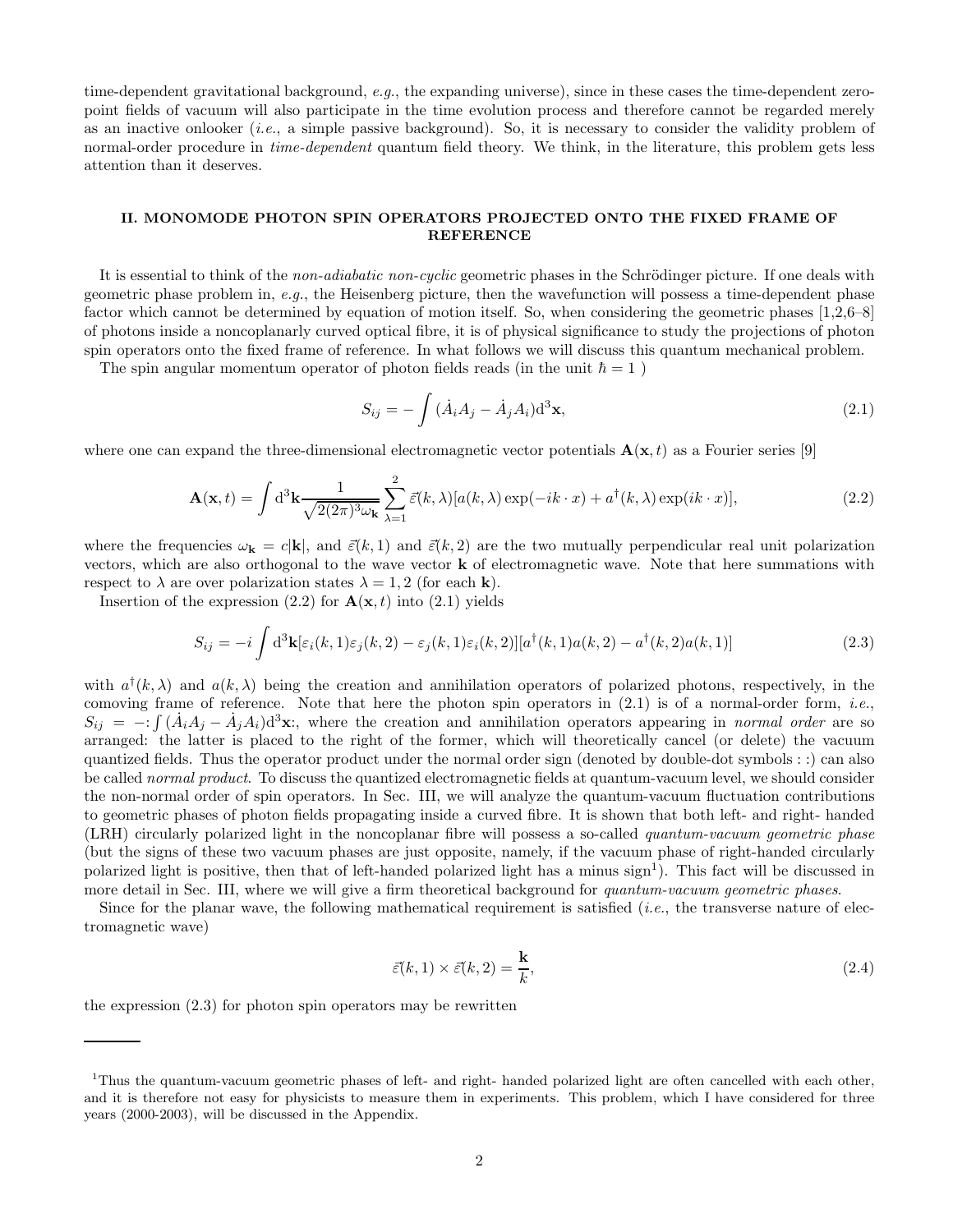time-dependent gravitational background, *e.g.*, the expanding universe), since in these cases the time-dependent zero-point fields of vacuum will also participate in the time evolution process and therefore cannot be regarded merely as an inactive onlooker (*i.e.*, a simple passive background). So, it is necessary to consider the validity problem of normal-order procedure in *time-dependent* quantum field theory. We think, in the literature, this problem gets less attention than it deserves.

## II. MONOMODE PHOTON SPIN OPERATORS PROJECTED ONTO THE FIXED FRAME OF REFERENCE

It is essential to think of the *non-adiabatic non-cyclic* geometric phases in the Schrödinger picture. If one deals with geometric phase problem in, *e.g.*, the Heisenberg picture, then the wavefunction will possess a time-dependent phase factor which cannot be determined by equation of motion itself. So, when considering the geometric phases [1,2,6–8] of photons inside a noncoplanarly curved optical fibre, it is of physical significance to study the projections of photon spin operators onto the fixed frame of reference. In what follows we will discuss this quantum mechanical problem.

The spin angular momentum operator of photon fields reads (in the unit $\hbar = 1$ )

$$S_{ij} = -\int (\dot{A}_i A_j - \dot{A}_j A_i) \mathrm{d}^3\mathbf{x}, \tag{2.1}$$

where one can expand the three-dimensional electromagnetic vector potentials $\mathbf{A}(\mathbf{x}, t)$ as a Fourier series [9]

$$\mathbf{A}(\mathbf{x}, t) = \int \mathrm{d}^3\mathbf{k} \frac{1}{\sqrt{2(2\pi)^3 \omega_{\mathbf{k}}}} \sum_{\lambda=1}^{2} \vec{\varepsilon}(k, \lambda)[a(k, \lambda)\exp(-ik \cdot x) + a^{\dagger}(k, \lambda)\exp(ik \cdot x)], \tag{2.2}$$

where the frequencies $\omega_{\mathbf{k}} = c|\mathbf{k}|$, and $\vec{\varepsilon}(k, 1)$ and $\vec{\varepsilon}(k, 2)$ are the two mutually perpendicular real unit polarization vectors, which are also orthogonal to the wave vector $\mathbf{k}$ of electromagnetic wave. Note that here summations with respect to $\lambda$ are over polarization states $\lambda = 1, 2$ (for each $\mathbf{k}$).

Insertion of the expression (2.2) for $\mathbf{A}(\mathbf{x}, t)$ into (2.1) yields

$$S_{ij} = -i \int \mathrm{d}^3\mathbf{k}[\varepsilon_i(k, 1)\varepsilon_j(k, 2) - \varepsilon_j(k, 1)\varepsilon_i(k, 2)][a^{\dagger}(k, 1)a(k, 2) - a^{\dagger}(k, 2)a(k, 1)] \tag{2.3}$$

with $a^{\dagger}(k, \lambda)$ and $a(k, \lambda)$ being the creation and annihilation operators of polarized photons, respectively, in the comoving frame of reference. Note that here the photon spin operators in (2.1) is of a normal-order form, *i.e.*, $S_{ij} = -: \int (\dot{A}_i A_j - \dot{A}_j A_i) \mathrm{d}^3\mathbf{x}:$, where the creation and annihilation operators appearing in *normal order* are so arranged: the latter is placed to the right of the former, which will theoretically cancel (or delete) the vacuum quantized fields. Thus the operator product under the normal order sign (denoted by double-dot symbols : :) can also be called *normal product*. To discuss the quantized electromagnetic fields at quantum-vacuum level, we should consider the non-normal order of spin operators. In Sec. III, we will analyze the quantum-vacuum fluctuation contributions to geometric phases of photon fields propagating inside a curved fibre. It is shown that both left- and right- handed (LRH) circularly polarized light in the noncoplanar fibre will possess a so-called *quantum-vacuum geometric phase* (but the signs of these two vacuum phases are just opposite, namely, if the vacuum phase of right-handed circularly polarized light is positive, then that of left-handed polarized light has a minus sign[1]). This fact will be discussed in more detail in Sec. III, where we will give a firm theoretical background for *quantum-vacuum geometric phases*.

Since for the planar wave, the following mathematical requirement is satisfied (*i.e.*, the transverse nature of electromagnetic wave)

$$\vec{\varepsilon}(k, 1) \times \vec{\varepsilon}(k, 2) = \frac{\mathbf{k}}{k}, \tag{2.4}$$

the expression (2.3) for photon spin operators may be rewritten

---

[1]Thus the quantum-vacuum geometric phases of left- and right- handed polarized light are often cancelled with each other, and it is therefore not easy for physicists to measure them in experiments. This problem, which I have considered for three years (2000-2003), will be discussed in the Appendix.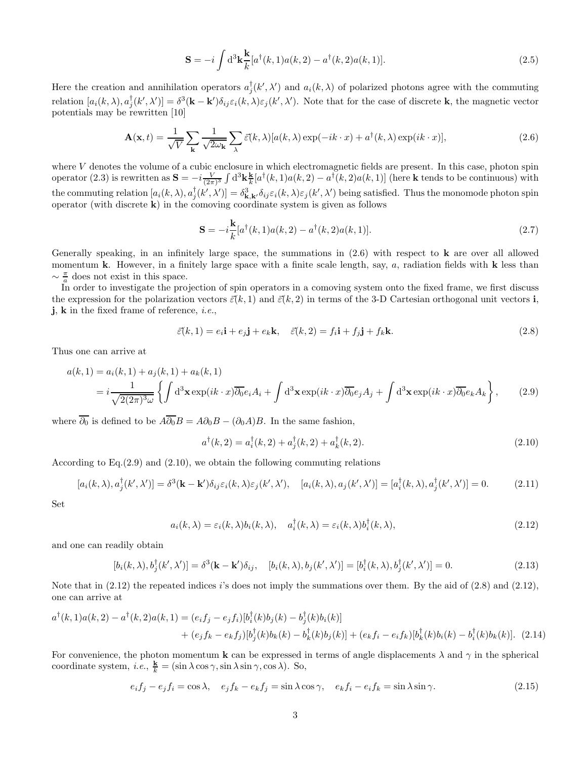$$\mathbf{S}=-i\int \mathrm{d}^3\mathbf{k}\frac{\mathbf{k}}{k}[a^{\dagger}(k,1)a(k,2)-a^{\dagger}(k,2)a(k,1)]. \tag{2.5}$$

Here the creation and annihilation operators $a_j^{\dagger}(k',\lambda')$ and $a_i(k,\lambda)$ of polarized photons agree with the commuting relation $[a_i(k,\lambda),a_j^{\dagger}(k',\lambda')]=\delta^3(\mathbf{k}-\mathbf{k}')\delta_{ij}\varepsilon_i(k,\lambda)\varepsilon_j(k',\lambda')$. Note that for the case of discrete $\mathbf{k}$, the magnetic vector potentials may be rewritten [10]

$$\mathbf{A}(\mathbf{x},t)=\frac{1}{\sqrt{V}}\sum_{\mathbf{k}}\frac{1}{\sqrt{2\omega_{\mathbf{k}}}}\sum_{\lambda}\vec{\varepsilon}(k,\lambda)[a(k,\lambda)\exp(-ik\cdot x)+a^{\dagger}(k,\lambda)\exp(ik\cdot x)], \tag{2.6}$$

where $V$ denotes the volume of a cubic enclosure in which electromagnetic fields are present. In this case, photon spin operator (2.3) is rewritten as $\mathbf{S}=-i\frac{V}{(2\pi)^3}\int \mathrm{d}^3\mathbf{k}\frac{\mathbf{k}}{k}[a^{\dagger}(k,1)a(k,2)-a^{\dagger}(k,2)a(k,1)]$ (here $\mathbf{k}$ tends to be continuous) with the commuting relation $[a_i(k,\lambda),a_j^{\dagger}(k',\lambda')]=\delta^3_{\mathbf{k},\mathbf{k}'}\delta_{ij}\varepsilon_i(k,\lambda)\varepsilon_j(k',\lambda')$ being satisfied. Thus the monomode photon spin operator (with discrete $\mathbf{k}$) in the comoving coordinate system is given as follows

$$\mathbf{S}=-i\frac{\mathbf{k}}{k}[a^{\dagger}(k,1)a(k,2)-a^{\dagger}(k,2)a(k,1)]. \tag{2.7}$$

Generally speaking, in an infinitely large space, the summations in (2.6) with respect to $\mathbf{k}$ are over all allowed momentum $\mathbf{k}$. However, in a finitely large space with a finite scale length, say, $a$, radiation fields with $\mathbf{k}$ less than $\sim\frac{\pi}{a}$ does not exist in this space.

In order to investigate the projection of spin operators in a comoving system onto the fixed frame, we first discuss the expression for the polarization vectors $\vec{\varepsilon}(k,1)$ and $\vec{\varepsilon}(k,2)$ in terms of the 3-D Cartesian orthogonal unit vectors $\mathbf{i}$, $\mathbf{j}$, $\mathbf{k}$ in the fixed frame of reference, *i.e.*,

$$\vec{\varepsilon}(k,1)=e_i\mathbf{i}+e_j\mathbf{j}+e_k\mathbf{k},\quad \vec{\varepsilon}(k,2)=f_i\mathbf{i}+f_j\mathbf{j}+f_k\mathbf{k}. \tag{2.8}$$

Thus one can arrive at

$$\begin{aligned}a(k,1)&=a_i(k,1)+a_j(k,1)+a_k(k,1)\\&=i\frac{1}{\sqrt{2(2\pi)^3\omega}}\left\{\int \mathrm{d}^3\mathbf{x}\exp(ik\cdot x)\overleftrightarrow{\partial_0}e_iA_i+\int \mathrm{d}^3\mathbf{x}\exp(ik\cdot x)\overleftrightarrow{\partial_0}e_jA_j+\int \mathrm{d}^3\mathbf{x}\exp(ik\cdot x)\overleftrightarrow{\partial_0}e_kA_k\right\},\end{aligned} \tag{2.9}$$

where $\overleftrightarrow{\partial_0}$ is defined to be $A\overleftrightarrow{\partial_0}B=A\partial_0B-(\partial_0A)B$. In the same fashion,

$$a^{\dagger}(k,2)=a_i^{\dagger}(k,2)+a_j^{\dagger}(k,2)+a_k^{\dagger}(k,2). \tag{2.10}$$

According to Eq.(2.9) and (2.10), we obtain the following commuting relations

$$[a_i(k,\lambda),a_j^{\dagger}(k',\lambda')]=\delta^3(\mathbf{k}-\mathbf{k}')\delta_{ij}\varepsilon_i(k,\lambda)\varepsilon_j(k',\lambda'),\quad [a_i(k,\lambda),a_j(k',\lambda')]=[a_i^{\dagger}(k,\lambda),a_j^{\dagger}(k',\lambda')]=0. \tag{2.11}$$

Set

$$a_i(k,\lambda)=\varepsilon_i(k,\lambda)b_i(k,\lambda),\quad a_i^{\dagger}(k,\lambda)=\varepsilon_i(k,\lambda)b_i^{\dagger}(k,\lambda), \tag{2.12}$$

and one can readily obtain

$$[b_i(k,\lambda),b_j^{\dagger}(k',\lambda')]=\delta^3(\mathbf{k}-\mathbf{k}')\delta_{ij},\quad [b_i(k,\lambda),b_j(k',\lambda')]=[b_i^{\dagger}(k,\lambda),b_j^{\dagger}(k',\lambda')]=0. \tag{2.13}$$

Note that in (2.12) the repeated indices $i$'s does not imply the summations over them. By the aid of (2.8) and (2.12), one can arrive at

$$\begin{aligned}a^{\dagger}(k,1)a(k,2)-a^{\dagger}(k,2)a(k,1)&=(e_if_j-e_jf_i)[b_i^{\dagger}(k)b_j(k)-b_j^{\dagger}(k)b_i(k)]\\&\quad+(e_jf_k-e_kf_j)[b_j^{\dagger}(k)b_k(k)-b_k^{\dagger}(k)b_j(k)]+(e_kf_i-e_if_k)[b_k^{\dagger}(k)b_i(k)-b_i^{\dagger}(k)b_k(k)].\end{aligned} \tag{2.14}$$

For convenience, the photon momentum $\mathbf{k}$ can be expressed in terms of angle displacements $\lambda$ and $\gamma$ in the spherical coordinate system, *i.e.*, $\frac{\mathbf{k}}{k}=(\sin\lambda\cos\gamma,\sin\lambda\sin\gamma,\cos\lambda)$. So,

$$e_if_j-e_jf_i=\cos\lambda,\quad e_jf_k-e_kf_j=\sin\lambda\cos\gamma,\quad e_kf_i-e_if_k=\sin\lambda\sin\gamma. \tag{2.15}$$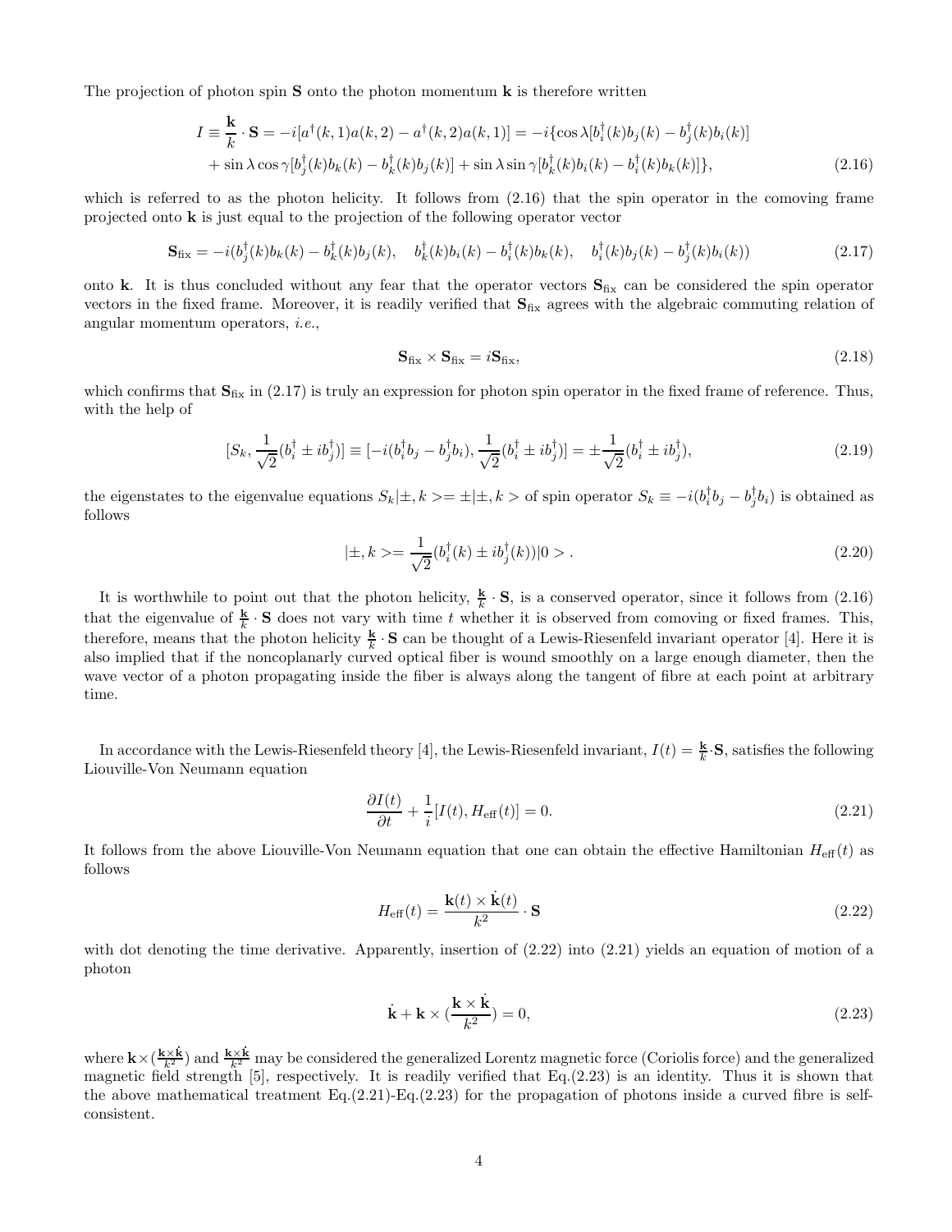The projection of photon spin $\mathbf{S}$ onto the photon momentum $\mathbf{k}$ is therefore written

$$I \equiv \frac{\mathbf{k}}{k} \cdot \mathbf{S} = -i[a^\dagger(k,1)a(k,2) - a^\dagger(k,2)a(k,1)] = -i\{\cos\lambda[b_i^\dagger(k)b_j(k) - b_j^\dagger(k)b_i(k)] + \sin\lambda\cos\gamma[b_j^\dagger(k)b_k(k) - b_k^\dagger(k)b_j(k)] + \sin\lambda\sin\gamma[b_k^\dagger(k)b_i(k) - b_i^\dagger(k)b_k(k)]\}, \tag{2.16}$$

which is referred to as the photon helicity. It follows from (2.16) that the spin operator in the comoving frame projected onto $\mathbf{k}$ is just equal to the projection of the following operator vector

$$\mathbf{S}_{\rm fix} = -i(b_j^\dagger(k)b_k(k) - b_k^\dagger(k)b_j(k), \quad b_k^\dagger(k)b_i(k) - b_i^\dagger(k)b_k(k), \quad b_i^\dagger(k)b_j(k) - b_j^\dagger(k)b_i(k)) \tag{2.17}$$

onto $\mathbf{k}$. It is thus concluded without any fear that the operator vectors $\mathbf{S}_{\rm fix}$ can be considered the spin operator vectors in the fixed frame. Moreover, it is readily verified that $\mathbf{S}_{\rm fix}$ agrees with the algebraic commuting relation of angular momentum operators, *i.e.*,

$$\mathbf{S}_{\rm fix} \times \mathbf{S}_{\rm fix} = i\mathbf{S}_{\rm fix}, \tag{2.18}$$

which confirms that $\mathbf{S}_{\rm fix}$ in (2.17) is truly an expression for photon spin operator in the fixed frame of reference. Thus, with the help of

$$[S_k, \frac{1}{\sqrt{2}}(b_i^\dagger \pm ib_j^\dagger)] \equiv [-i(b_i^\dagger b_j - b_j^\dagger b_i), \frac{1}{\sqrt{2}}(b_i^\dagger \pm ib_j^\dagger)] = \pm\frac{1}{\sqrt{2}}(b_i^\dagger \pm ib_j^\dagger), \tag{2.19}$$

the eigenstates to the eigenvalue equations $S_k|\pm, k> = \pm|\pm, k>$ of spin operator $S_k \equiv -i(b_i^\dagger b_j - b_j^\dagger b_i)$ is obtained as follows

$$|\pm, k> = \frac{1}{\sqrt{2}}(b_i^\dagger(k) \pm ib_j^\dagger(k))|0>. \tag{2.20}$$

It is worthwhile to point out that the photon helicity, $\frac{\mathbf{k}}{k} \cdot \mathbf{S}$, is a conserved operator, since it follows from (2.16) that the eigenvalue of $\frac{\mathbf{k}}{k} \cdot \mathbf{S}$ does not vary with time $t$ whether it is observed from comoving or fixed frames. This, therefore, means that the photon helicity $\frac{\mathbf{k}}{k} \cdot \mathbf{S}$ can be thought of a Lewis-Riesenfeld invariant operator [4]. Here it is also implied that if the noncoplanarly curved optical fiber is wound smoothly on a large enough diameter, then the wave vector of a photon propagating inside the fiber is always along the tangent of fibre at each point at arbitrary time.

In accordance with the Lewis-Riesenfeld theory [4], the Lewis-Riesenfeld invariant, $I(t) = \frac{\mathbf{k}}{k} \cdot \mathbf{S}$, satisfies the following Liouville-Von Neumann equation

$$\frac{\partial I(t)}{\partial t} + \frac{1}{i}[I(t), H_{\rm eff}(t)] = 0. \tag{2.21}$$

It follows from the above Liouville-Von Neumann equation that one can obtain the effective Hamiltonian $H_{\rm eff}(t)$ as follows

$$H_{\rm eff}(t) = \frac{\mathbf{k}(t) \times \dot{\mathbf{k}}(t)}{k^2} \cdot \mathbf{S} \tag{2.22}$$

with dot denoting the time derivative. Apparently, insertion of (2.22) into (2.21) yields an equation of motion of a photon

$$\dot{\mathbf{k}} + \mathbf{k} \times (\frac{\mathbf{k} \times \dot{\mathbf{k}}}{k^2}) = 0, \tag{2.23}$$

where $\mathbf{k} \times (\frac{\mathbf{k} \times \dot{\mathbf{k}}}{k^2})$ and $\frac{\mathbf{k} \times \dot{\mathbf{k}}}{k^2}$ may be considered the generalized Lorentz magnetic force (Coriolis force) and the generalized magnetic field strength [5], respectively. It is readily verified that Eq.(2.23) is an identity. Thus it is shown that the above mathematical treatment Eq.(2.21)-Eq.(2.23) for the propagation of photons inside a curved fibre is self-consistent.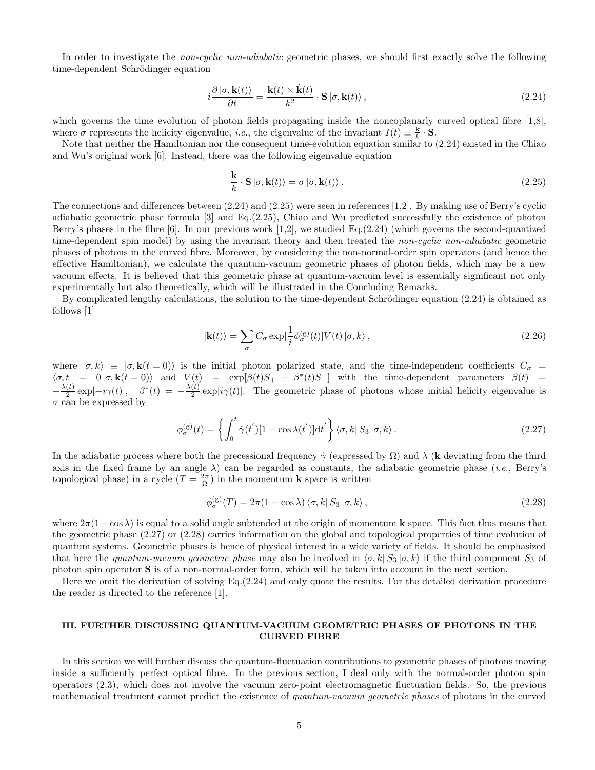In order to investigate the *non-cyclic non-adiabatic* geometric phases, we should first exactly solve the following time-dependent Schrödinger equation

$$i\frac{\partial\left|\sigma,\mathbf{k}(t)\right\rangle}{\partial t}=\frac{\mathbf{k}(t)\times\dot{\mathbf{k}}(t)}{k^{2}}\cdot\mathbf{S}\left|\sigma,\mathbf{k}(t)\right\rangle, \tag{2.24}$$

which governs the time evolution of photon fields propagating inside the noncoplanarly curved optical fibre [1,8], where $\sigma$ represents the helicity eigenvalue, *i.e.*, the eigenvalue of the invariant $I(t)\equiv\frac{\mathbf{k}}{k}\cdot\mathbf{S}$.

Note that neither the Hamiltonian nor the consequent time-evolution equation similar to (2.24) existed in the Chiao and Wu's original work [6]. Instead, there was the following eigenvalue equation

$$\frac{\mathbf{k}}{k}\cdot\mathbf{S}\left|\sigma,\mathbf{k}(t)\right\rangle=\sigma\left|\sigma,\mathbf{k}(t)\right\rangle. \tag{2.25}$$

The connections and differences between (2.24) and (2.25) were seen in references [1,2]. By making use of Berry's cyclic adiabatic geometric phase formula [3] and Eq.(2.25), Chiao and Wu predicted successfully the existence of photon Berry's phases in the fibre [6]. In our previous work [1,2], we studied Eq.(2.24) (which governs the second-quantized time-dependent spin model) by using the invariant theory and then treated the *non-cyclic non-adiabatic* geometric phases of photons in the curved fibre. Moreover, by considering the non-normal-order spin operators (and hence the effective Hamiltonian), we calculate the quantum-vacuum geometric phases of photon fields, which may be a new vacuum effects. It is believed that this geometric phase at quantum-vacuum level is essentially significant not only experimentally but also theoretically, which will be illustrated in the Concluding Remarks.

By complicated lengthy calculations, the solution to the time-dependent Schrödinger equation (2.24) is obtained as follows [1]

$$\left|\mathbf{k}(t)\right\rangle=\sum_{\sigma}C_{\sigma}\exp[\frac{1}{i}\phi_{\sigma}^{(\mathrm{g})}(t)]V(t)\left|\sigma,k\right\rangle, \tag{2.26}$$

where $\left|\sigma,k\right\rangle\equiv\left|\sigma,\mathbf{k}(t=0)\right\rangle$ is the initial photon polarized state, and the time-independent coefficients $C_{\sigma}=\left\langle\sigma,t=0\right|\sigma,\mathbf{k}(t=0)\rangle$ and $V(t)=\exp[\beta(t)S_{+}-\beta^{*}(t)S_{-}]$ with the time-dependent parameters $\beta(t)=-\frac{\lambda(t)}{2}\exp[-i\gamma(t)]$, $\beta^{*}(t)=-\frac{\lambda(t)}{2}\exp[i\gamma(t)]$. The geometric phase of photons whose initial helicity eigenvalue is $\sigma$ can be expressed by

$$\phi_{\sigma}^{(\mathrm{g})}(t)=\left\{\int_{0}^{t}\dot{\gamma}(t^{'})[1-\cos\lambda(t^{'})]\mathrm{d}t^{'}\right\}\left\langle\sigma,k\right|S_{3}\left|\sigma,k\right\rangle. \tag{2.27}$$

In the adiabatic process where both the precessional frequency $\dot{\gamma}$ (expressed by $\Omega$) and $\lambda$ ($\mathbf{k}$ deviating from the third axis in the fixed frame by an angle $\lambda$) can be regarded as constants, the adiabatic geometric phase (*i.e.*, Berry's topological phase) in a cycle ($T=\frac{2\pi}{\Omega}$) in the momentum $\mathbf{k}$ space is written

$$\phi_{\sigma}^{(\mathrm{g})}(T)=2\pi(1-\cos\lambda)\left\langle\sigma,k\right|S_{3}\left|\sigma,k\right\rangle, \tag{2.28}$$

where $2\pi(1-\cos\lambda)$ is equal to a solid angle subtended at the origin of momentum $\mathbf{k}$ space. This fact thus means that the geometric phase (2.27) or (2.28) carries information on the global and topological properties of time evolution of quantum systems. Geometric phases is hence of physical interest in a wide variety of fields. It should be emphasized that here the *quantum-vacuum geometric phase* may also be involved in $\left\langle\sigma,k\right|S_{3}\left|\sigma,k\right\rangle$ if the third component $S_{3}$ of photon spin operator $\mathbf{S}$ is of a non-normal-order form, which will be taken into account in the next section.

Here we omit the derivation of solving Eq.(2.24) and only quote the results. For the detailed derivation procedure the reader is directed to the reference [1].

## III. FURTHER DISCUSSING QUANTUM-VACUUM GEOMETRIC PHASES OF PHOTONS IN THE CURVED FIBRE

In this section we will further discuss the quantum-fluctuation contributions to geometric phases of photons moving inside a sufficiently perfect optical fibre. In the previous section, I deal only with the normal-order photon spin operators (2.3), which does not involve the vacuum zero-point electromagnetic fluctuation fields. So, the previous mathematical treatment cannot predict the existence of *quantum-vacuum geometric phases* of photons in the curved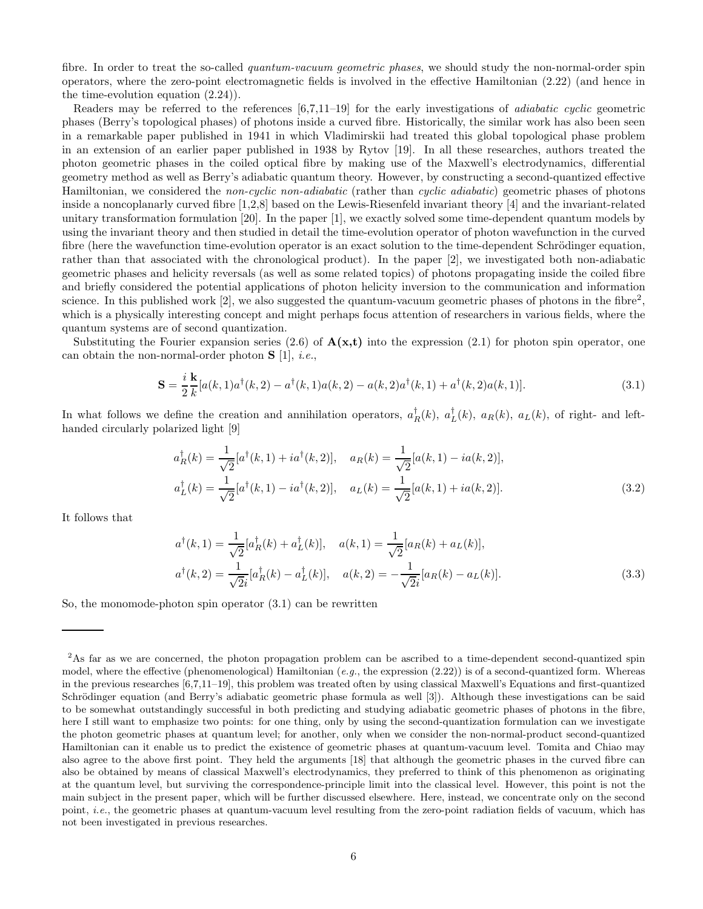fibre. In order to treat the so-called *quantum-vacuum geometric phases*, we should study the non-normal-order spin operators, where the zero-point electromagnetic fields is involved in the effective Hamiltonian (2.22) (and hence in the time-evolution equation (2.24)).

Readers may be referred to the references [6,7,11–19] for the early investigations of *adiabatic cyclic* geometric phases (Berry's topological phases) of photons inside a curved fibre. Historically, the similar work has also been seen in a remarkable paper published in 1941 in which Vladimirskii had treated this global topological phase problem in an extension of an earlier paper published in 1938 by Rytov [19]. In all these researches, authors treated the photon geometric phases in the coiled optical fibre by making use of the Maxwell's electrodynamics, differential geometry method as well as Berry's adiabatic quantum theory. However, by constructing a second-quantized effective Hamiltonian, we considered the *non-cyclic non-adiabatic* (rather than *cyclic adiabatic*) geometric phases of photons inside a noncoplanarly curved fibre [1,2,8] based on the Lewis-Riesenfeld invariant theory [4] and the invariant-related unitary transformation formulation [20]. In the paper [1], we exactly solved some time-dependent quantum models by using the invariant theory and then studied in detail the time-evolution operator of photon wavefunction in the curved fibre (here the wavefunction time-evolution operator is an exact solution to the time-dependent Schrödinger equation, rather than that associated with the chronological product). In the paper [2], we investigated both non-adiabatic geometric phases and helicity reversals (as well as some related topics) of photons propagating inside the coiled fibre and briefly considered the potential applications of photon helicity inversion to the communication and information science. In this published work [2], we also suggested the quantum-vacuum geometric phases of photons in the fibre[2], which is a physically interesting concept and might perhaps focus attention of researchers in various fields, where the quantum systems are of second quantization.

Substituting the Fourier expansion series (2.6) of $\mathbf{A(x,t)}$ into the expression (2.1) for photon spin operator, one can obtain the non-normal-order photon $\mathbf{S}$ [1], *i.e.*,

$$\mathbf{S}=\frac{i}{2}\frac{\mathbf{k}}{k}[a(k,1)a^{\dagger}(k,2)-a^{\dagger}(k,1)a(k,2)-a(k,2)a^{\dagger}(k,1)+a^{\dagger}(k,2)a(k,1)]. \tag{3.1}$$

In what follows we define the creation and annihilation operators, $a_R^{\dagger}(k)$, $a_L^{\dagger}(k)$, $a_R(k)$, $a_L(k)$, of right- and left-handed circularly polarized light [9]

$$\begin{aligned}
a_R^{\dagger}(k)&=\frac{1}{\sqrt{2}}[a^{\dagger}(k,1)+ia^{\dagger}(k,2)], \quad a_R(k)=\frac{1}{\sqrt{2}}[a(k,1)-ia(k,2)],\\
a_L^{\dagger}(k)&=\frac{1}{\sqrt{2}}[a^{\dagger}(k,1)-ia^{\dagger}(k,2)], \quad a_L(k)=\frac{1}{\sqrt{2}}[a(k,1)+ia(k,2)].
\end{aligned} \tag{3.2}$$

It follows that

$$\begin{aligned}
a^{\dagger}(k,1)&=\frac{1}{\sqrt{2}}[a_R^{\dagger}(k)+a_L^{\dagger}(k)], \quad a(k,1)=\frac{1}{\sqrt{2}}[a_R(k)+a_L(k)],\\
a^{\dagger}(k,2)&=\frac{1}{\sqrt{2}i}[a_R^{\dagger}(k)-a_L^{\dagger}(k)], \quad a(k,2)=-\frac{1}{\sqrt{2}i}[a_R(k)-a_L(k)].
\end{aligned} \tag{3.3}$$

So, the monomode-photon spin operator (3.1) can be rewritten

---

[2]As far as we are concerned, the photon propagation problem can be ascribed to a time-dependent second-quantized spin model, where the effective (phenomenological) Hamiltonian (*e.g.*, the expression (2.22)) is of a second-quantized form. Whereas in the previous researches [6,7,11–19], this problem was treated often by using classical Maxwell's Equations and first-quantized Schrödinger equation (and Berry's adiabatic geometric phase formula as well [3]). Although these investigations can be said to be somewhat outstandingly successful in both predicting and studying adiabatic geometric phases of photons in the fibre, here I still want to emphasize two points: for one thing, only by using the second-quantization formulation can we investigate the photon geometric phases at quantum level; for another, only when we consider the non-normal-product second-quantized Hamiltonian can it enable us to predict the existence of geometric phases at quantum-vacuum level. Tomita and Chiao may also agree to the above first point. They held the arguments [18] that although the geometric phases in the curved fibre can also be obtained by means of classical Maxwell's electrodynamics, they preferred to think of this phenomenon as originating at the quantum level, but surviving the correspondence-principle limit into the classical level. However, this point is not the main subject in the present paper, which will be further discussed elsewhere. Here, instead, we concentrate only on the second point, *i.e.*, the geometric phases at quantum-vacuum level resulting from the zero-point radiation fields of vacuum, which has not been investigated in previous researches.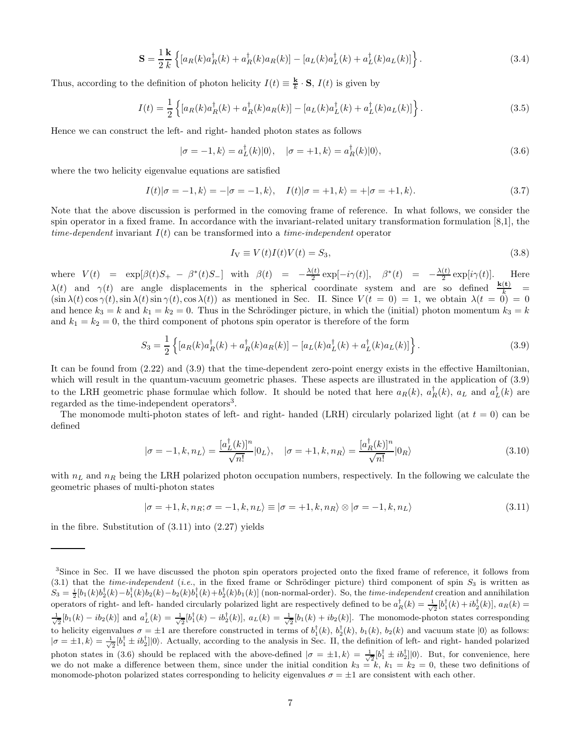$$\mathbf{S}=\frac{1}{2}\frac{\mathbf{k}}{k}\left\{[a_R(k)a_R^\dagger(k)+a_R^\dagger(k)a_R(k)]-[a_L(k)a_L^\dagger(k)+a_L^\dagger(k)a_L(k)]\right\}. \tag{3.4}$$

Thus, according to the definition of photon helicity $I(t)\equiv\frac{\mathbf{k}}{k}\cdot\mathbf{S}$, $I(t)$ is given by

$$I(t)=\frac{1}{2}\left\{[a_R(k)a_R^\dagger(k)+a_R^\dagger(k)a_R(k)]-[a_L(k)a_L^\dagger(k)+a_L^\dagger(k)a_L(k)]\right\}. \tag{3.5}$$

Hence we can construct the left- and right- handed photon states as follows

$$|\sigma=-1,k\rangle=a_L^\dagger(k)|0\rangle,\quad |\sigma=+1,k\rangle=a_R^\dagger(k)|0\rangle, \tag{3.6}$$

where the two helicity eigenvalue equations are satisfied

$$I(t)|\sigma=-1,k\rangle=-|\sigma=-1,k\rangle,\quad I(t)|\sigma=+1,k\rangle=+|\sigma=+1,k\rangle. \tag{3.7}$$

Note that the above discussion is performed in the comoving frame of reference. In what follows, we consider the spin operator in a fixed frame. In accordance with the invariant-related unitary transformation formulation [8,1], the *time-dependent* invariant $I(t)$ can be transformed into a *time-independent* operator

$$I_{\rm V}\equiv V(t)I(t)V(t)=S_3, \tag{3.8}$$

where $V(t)=\exp[\beta(t)S_+-\beta^*(t)S_-]$ with $\beta(t)=-\frac{\lambda(t)}{2}\exp[-i\gamma(t)]$, $\beta^*(t)=-\frac{\lambda(t)}{2}\exp[i\gamma(t)]$. Here $\lambda(t)$ and $\gamma(t)$ are angle displacements in the spherical coordinate system and are so defined $\frac{\mathbf{k(t)}}{k}=(\sin\lambda(t)\cos\gamma(t),\sin\lambda(t)\sin\gamma(t),\cos\lambda(t))$ as mentioned in Sec. II. Since $V(t=0)=1$, we obtain $\lambda(t=0)=0$ and hence $k_3=k$ and $k_1=k_2=0$. Thus in the Schrödinger picture, in which the (initial) photon momentum $k_3=k$ and $k_1=k_2=0$, the third component of photons spin operator is therefore of the form

$$S_3=\frac{1}{2}\left\{[a_R(k)a_R^\dagger(k)+a_R^\dagger(k)a_R(k)]-[a_L(k)a_L^\dagger(k)+a_L^\dagger(k)a_L(k)]\right\}. \tag{3.9}$$

It can be found from (2.22) and (3.9) that the time-dependent zero-point energy exists in the effective Hamiltonian, which will result in the quantum-vacuum geometric phases. These aspects are illustrated in the application of (3.9) to the LRH geometric phase formulae which follow. It should be noted that here $a_R(k)$, $a_R^\dagger(k)$, $a_L$ and $a_L^\dagger(k)$ are regarded as the time-independent operators[3].

The monomode multi-photon states of left- and right- handed (LRH) circularly polarized light (at $t=0$) can be defined

$$|\sigma=-1,k,n_L\rangle=\frac{[a_L^\dagger(k)]^n}{\sqrt{n!}}|0_L\rangle,\quad |\sigma=+1,k,n_R\rangle=\frac{[a_R^\dagger(k)]^n}{\sqrt{n!}}|0_R\rangle \tag{3.10}$$

with $n_L$ and $n_R$ being the LRH polarized photon occupation numbers, respectively. In the following we calculate the geometric phases of multi-photon states

$$|\sigma=+1,k,n_R;\sigma=-1,k,n_L\rangle\equiv|\sigma=+1,k,n_R\rangle\otimes|\sigma=-1,k,n_L\rangle \tag{3.11}$$

in the fibre. Substitution of (3.11) into (2.27) yields

---

[3] Since in Sec. II we have discussed the photon spin operators projected onto the fixed frame of reference, it follows from (3.1) that the *time-independent* (*i.e.*, in the fixed frame or Schrödinger picture) third component of spin $S_3$ is written as $S_3=\frac{i}{2}[b_1(k)b_2^\dagger(k)-b_1^\dagger(k)b_2(k)-b_2(k)b_1^\dagger(k)+b_2^\dagger(k)b_1(k)]$ (non-normal-order). So, the *time-independent* creation and annihilation operators of right- and left- handed circularly polarized light are respectively defined to be $a_R^\dagger(k)=\frac{1}{\sqrt{2}}[b_1^\dagger(k)+ib_2^\dagger(k)]$, $a_R(k)=\frac{1}{\sqrt{2}}[b_1(k)-ib_2(k)]$ and $a_L^\dagger(k)=\frac{1}{\sqrt{2}}[b_1^\dagger(k)-ib_2^\dagger(k)]$, $a_L(k)=\frac{1}{\sqrt{2}}[b_1(k)+ib_2(k)]$. The monomode-photon states corresponding to helicity eigenvalues $\sigma=\pm1$ are therefore constructed in terms of $b_1^\dagger(k)$, $b_2^\dagger(k)$, $b_1(k)$, $b_2(k)$ and vacuum state $|0\rangle$ as follows: $|\sigma=\pm1,k\rangle=\frac{1}{\sqrt{2}}[b_1^\dagger\pm ib_2^\dagger]|0\rangle$. Actually, according to the analysis in Sec. II, the definition of left- and right- handed polarized photon states in (3.6) should be replaced with the above-defined $|\sigma=\pm1,k\rangle=\frac{1}{\sqrt{2}}[b_1^\dagger\pm ib_2^\dagger]|0\rangle$. But, for convenience, here we do not make a difference between them, since under the initial condition $k_3=k$, $k_1=k_2=0$, these two definitions of monomode-photon polarized states corresponding to helicity eigenvalues $\sigma=\pm1$ are consistent with each other.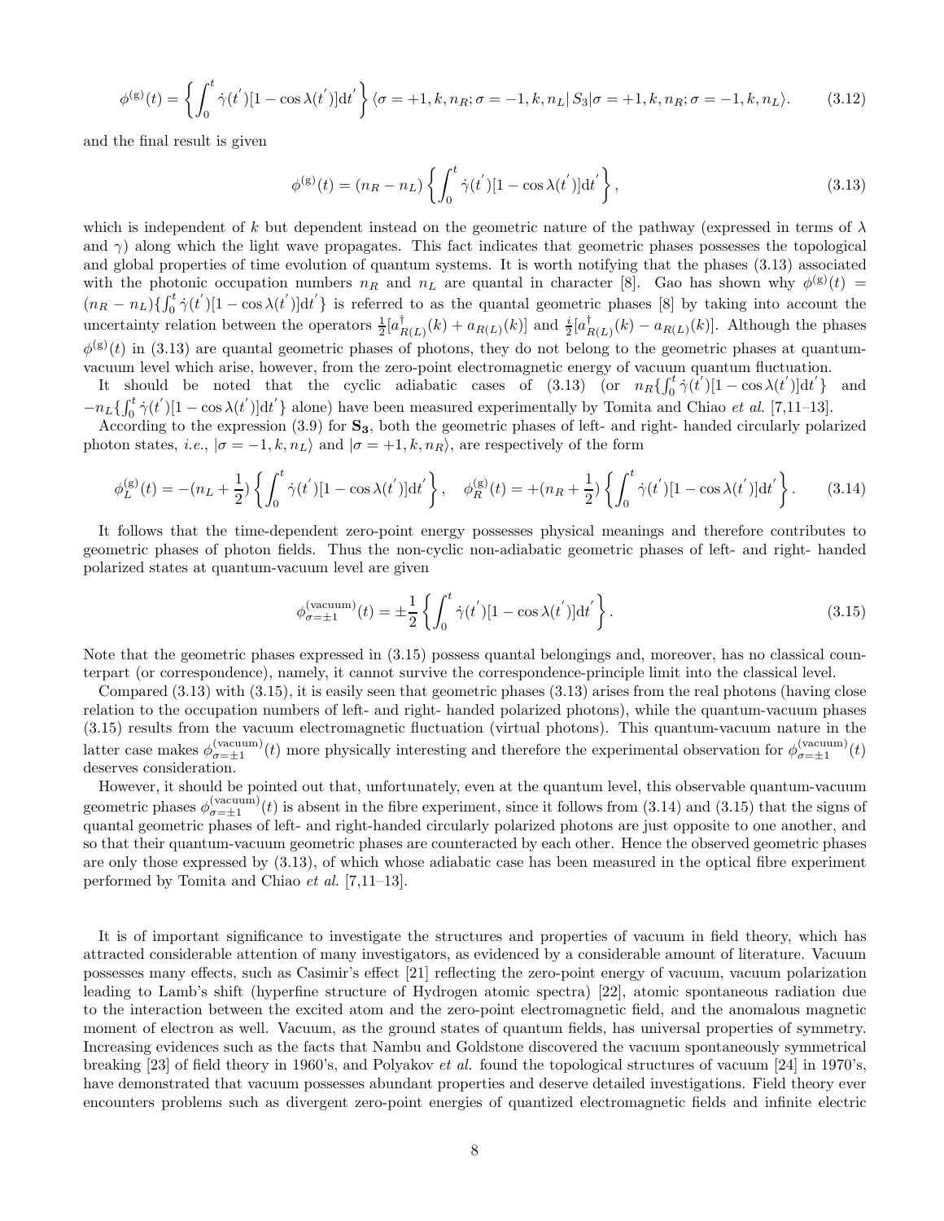$$\phi^{(\mathrm{g})}(t)=\left\{\int_{0}^{t}\dot{\gamma}(t^{'})[1-\cos\lambda(t^{'})]\mathrm{d}t^{'}\right\}\langle\sigma=+1,k,n_{R};\sigma=-1,k,n_{L}|\,S_{3}|\sigma=+1,k,n_{R};\sigma=-1,k,n_{L}\rangle. \qquad (3.12)$$

and the final result is given

$$\phi^{(\mathrm{g})}(t)=(n_{R}-n_{L})\left\{\int_{0}^{t}\dot{\gamma}(t^{'})[1-\cos\lambda(t^{'})]\mathrm{d}t^{'}\right\}, \qquad (3.13)$$

which is independent of $k$ but dependent instead on the geometric nature of the pathway (expressed in terms of $\lambda$ and $\gamma$) along which the light wave propagates. This fact indicates that geometric phases possesses the topological and global properties of time evolution of quantum systems. It is worth notifying that the phases (3.13) associated with the photonic occupation numbers $n_R$ and $n_L$ are quantal in character [8]. Gao has shown why $\phi^{(\mathrm{g})}(t)=(n_{R}-n_{L})\{\int_{0}^{t}\dot{\gamma}(t^{'})[1-\cos\lambda(t^{'})]\mathrm{d}t^{'}\}$ is referred to as the quantal geometric phases [8] by taking into account the uncertainty relation between the operators $\frac{1}{2}[a^{\dagger}_{R(L)}(k)+a_{R(L)}(k)]$ and $\frac{i}{2}[a^{\dagger}_{R(L)}(k)-a_{R(L)}(k)]$. Although the phases $\phi^{(\mathrm{g})}(t)$ in (3.13) are quantal geometric phases of photons, they do not belong to the geometric phases at quantum-vacuum level which arise, however, from the zero-point electromagnetic energy of vacuum quantum fluctuation.

It should be noted that the cyclic adiabatic cases of (3.13) (or $n_{R}\{\int_{0}^{t}\dot{\gamma}(t^{'})[1-\cos\lambda(t^{'})]\mathrm{d}t^{'}\}$ and $-n_{L}\{\int_{0}^{t}\dot{\gamma}(t^{'})[1-\cos\lambda(t^{'})]\mathrm{d}t^{'}\}$ alone) have been measured experimentally by Tomita and Chiao *et al.* [7,11–13].

According to the expression (3.9) for $\mathbf{S_3}$, both the geometric phases of left- and right- handed circularly polarized photon states, *i.e.*, $|\sigma=-1,k,n_{L}\rangle$ and $|\sigma=+1,k,n_{R}\rangle$, are respectively of the form

$$\phi_{L}^{(\mathrm{g})}(t)=-(n_{L}+\frac{1}{2})\left\{\int_{0}^{t}\dot{\gamma}(t^{'})[1-\cos\lambda(t^{'})]\mathrm{d}t^{'}\right\},\quad \phi_{R}^{(\mathrm{g})}(t)=+(n_{R}+\frac{1}{2})\left\{\int_{0}^{t}\dot{\gamma}(t^{'})[1-\cos\lambda(t^{'})]\mathrm{d}t^{'}\right\}. \qquad (3.14)$$

It follows that the time-dependent zero-point energy possesses physical meanings and therefore contributes to geometric phases of photon fields. Thus the non-cyclic non-adiabatic geometric phases of left- and right- handed polarized states at quantum-vacuum level are given

$$\phi_{\sigma=\pm 1}^{(\mathrm{vacuum})}(t)=\pm\frac{1}{2}\left\{\int_{0}^{t}\dot{\gamma}(t^{'})[1-\cos\lambda(t^{'})]\mathrm{d}t^{'}\right\}. \qquad (3.15)$$

Note that the geometric phases expressed in (3.15) possess quantal belongings and, moreover, has no classical counterpart (or correspondence), namely, it cannot survive the correspondence-principle limit into the classical level.

Compared (3.13) with (3.15), it is easily seen that geometric phases (3.13) arises from the real photons (having close relation to the occupation numbers of left- and right- handed polarized photons), while the quantum-vacuum phases (3.15) results from the vacuum electromagnetic fluctuation (virtual photons). This quantum-vacuum nature in the latter case makes $\phi_{\sigma=\pm 1}^{(\mathrm{vacuum})}(t)$ more physically interesting and therefore the experimental observation for $\phi_{\sigma=\pm 1}^{(\mathrm{vacuum})}(t)$ deserves consideration.

However, it should be pointed out that, unfortunately, even at the quantum level, this observable quantum-vacuum geometric phases $\phi_{\sigma=\pm 1}^{(\mathrm{vacuum})}(t)$ is absent in the fibre experiment, since it follows from (3.14) and (3.15) that the signs of quantal geometric phases of left- and right-handed circularly polarized photons are just opposite to one another, and so that their quantum-vacuum geometric phases are counteracted by each other. Hence the observed geometric phases are only those expressed by (3.13), of which whose adiabatic case has been measured in the optical fibre experiment performed by Tomita and Chiao *et al.* [7,11–13].

It is of important significance to investigate the structures and properties of vacuum in field theory, which has attracted considerable attention of many investigators, as evidenced by a considerable amount of literature. Vacuum possesses many effects, such as Casimir's effect [21] reflecting the zero-point energy of vacuum, vacuum polarization leading to Lamb's shift (hyperfine structure of Hydrogen atomic spectra) [22], atomic spontaneous radiation due to the interaction between the excited atom and the zero-point electromagnetic field, and the anomalous magnetic moment of electron as well. Vacuum, as the ground states of quantum fields, has universal properties of symmetry. Increasing evidences such as the facts that Nambu and Goldstone discovered the vacuum spontaneously symmetrical breaking [23] of field theory in 1960's, and Polyakov *et al.* found the topological structures of vacuum [24] in 1970's, have demonstrated that vacuum possesses abundant properties and deserve detailed investigations. Field theory ever encounters problems such as divergent zero-point energies of quantized electromagnetic fields and infinite electric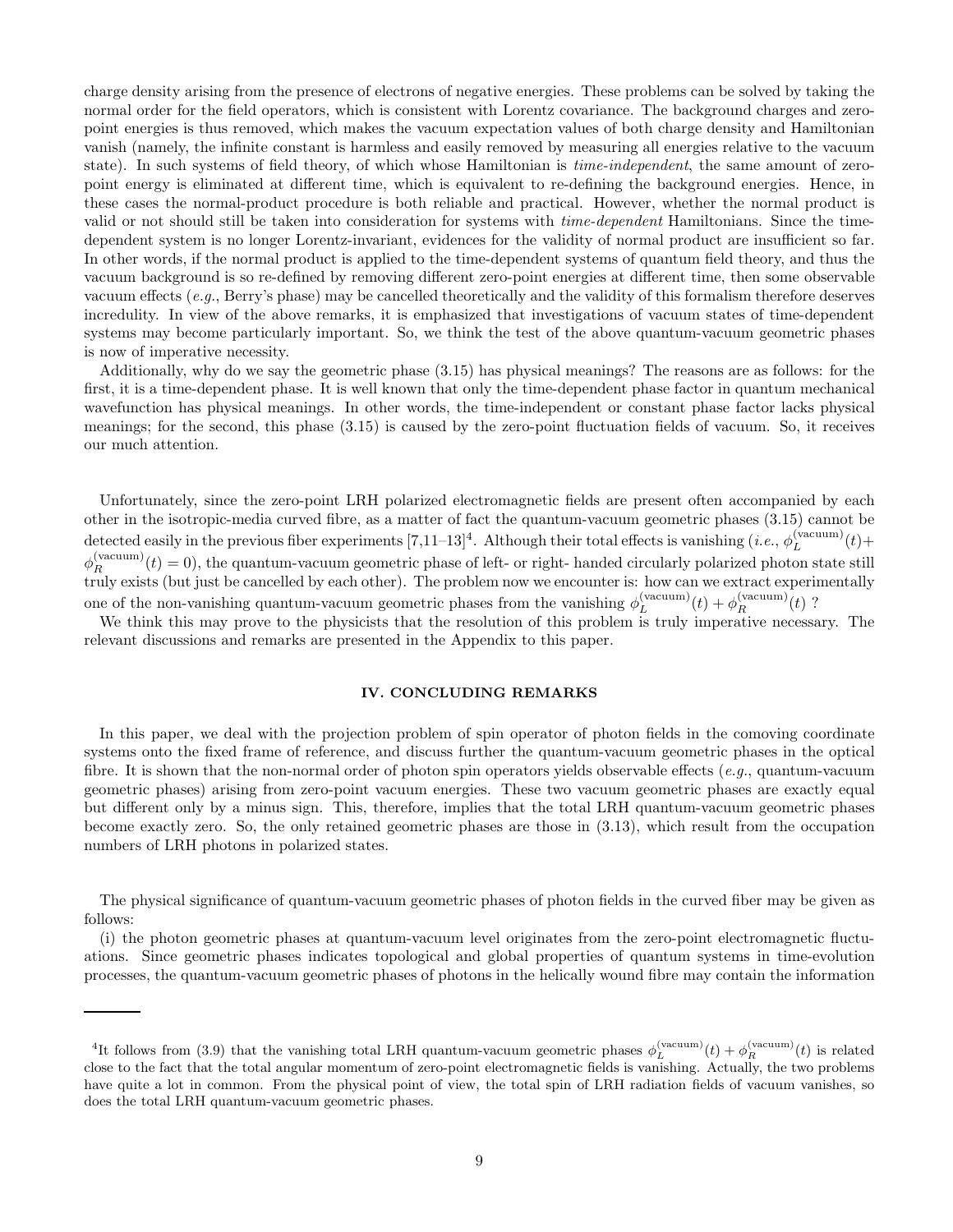charge density arising from the presence of electrons of negative energies. These problems can be solved by taking the normal order for the field operators, which is consistent with Lorentz covariance. The background charges and zero-point energies is thus removed, which makes the vacuum expectation values of both charge density and Hamiltonian vanish (namely, the infinite constant is harmless and easily removed by measuring all energies relative to the vacuum state). In such systems of field theory, of which whose Hamiltonian is *time-independent*, the same amount of zero-point energy is eliminated at different time, which is equivalent to re-defining the background energies. Hence, in these cases the normal-product procedure is both reliable and practical. However, whether the normal product is valid or not should still be taken into consideration for systems with *time-dependent* Hamiltonians. Since the time-dependent system is no longer Lorentz-invariant, evidences for the validity of normal product are insufficient so far. In other words, if the normal product is applied to the time-dependent systems of quantum field theory, and thus the vacuum background is so re-defined by removing different zero-point energies at different time, then some observable vacuum effects (*e.g.*, Berry's phase) may be cancelled theoretically and the validity of this formalism therefore deserves incredulity. In view of the above remarks, it is emphasized that investigations of vacuum states of time-dependent systems may become particularly important. So, we think the test of the above quantum-vacuum geometric phases is now of imperative necessity.

Additionally, why do we say the geometric phase (3.15) has physical meanings? The reasons are as follows: for the first, it is a time-dependent phase. It is well known that only the time-dependent phase factor in quantum mechanical wavefunction has physical meanings. In other words, the time-independent or constant phase factor lacks physical meanings; for the second, this phase (3.15) is caused by the zero-point fluctuation fields of vacuum. So, it receives our much attention.

Unfortunately, since the zero-point LRH polarized electromagnetic fields are present often accompanied by each other in the isotropic-media curved fibre, as a matter of fact the quantum-vacuum geometric phases (3.15) cannot be detected easily in the previous fiber experiments [7,11–13][4]. Although their total effects is vanishing (*i.e.*, $\phi_{L}^{(\rm vacuum)}(t)+\phi_{R}^{(\rm vacuum)}(t)=0$), the quantum-vacuum geometric phase of left- or right- handed circularly polarized photon state still truly exists (but just be cancelled by each other). The problem now we encounter is: how can we extract experimentally one of the non-vanishing quantum-vacuum geometric phases from the vanishing $\phi_{L}^{(\rm vacuum)}(t)+\phi_{R}^{(\rm vacuum)}(t)$ ?

We think this may prove to the physicists that the resolution of this problem is truly imperative necessary. The relevant discussions and remarks are presented in the Appendix to this paper.

## IV. CONCLUDING REMARKS

In this paper, we deal with the projection problem of spin operator of photon fields in the comoving coordinate systems onto the fixed frame of reference, and discuss further the quantum-vacuum geometric phases in the optical fibre. It is shown that the non-normal order of photon spin operators yields observable effects (*e.g.*, quantum-vacuum geometric phases) arising from zero-point vacuum energies. These two vacuum geometric phases are exactly equal but different only by a minus sign. This, therefore, implies that the total LRH quantum-vacuum geometric phases become exactly zero. So, the only retained geometric phases are those in (3.13), which result from the occupation numbers of LRH photons in polarized states.

The physical significance of quantum-vacuum geometric phases of photon fields in the curved fiber may be given as follows:

(i) the photon geometric phases at quantum-vacuum level originates from the zero-point electromagnetic fluctuations. Since geometric phases indicates topological and global properties of quantum systems in time-evolution processes, the quantum-vacuum geometric phases of photons in the helically wound fibre may contain the information

---

[4] It follows from (3.9) that the vanishing total LRH quantum-vacuum geometric phases $\phi_{L}^{(\rm vacuum)}(t)+\phi_{R}^{(\rm vacuum)}(t)$ is related close to the fact that the total angular momentum of zero-point electromagnetic fields is vanishing. Actually, the two problems have quite a lot in common. From the physical point of view, the total spin of LRH radiation fields of vacuum vanishes, so does the total LRH quantum-vacuum geometric phases.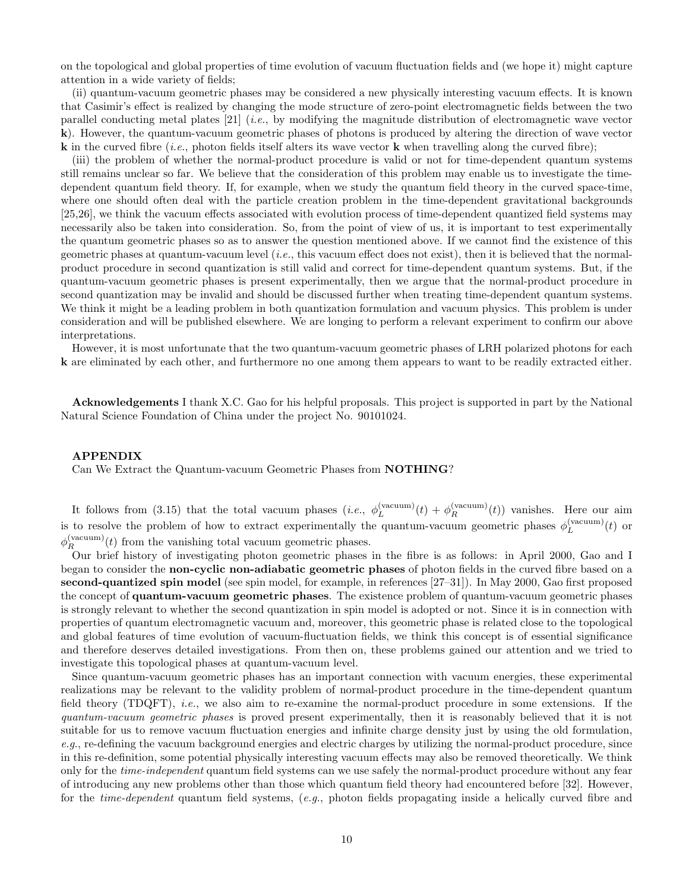on the topological and global properties of time evolution of vacuum fluctuation fields and (we hope it) might capture attention in a wide variety of fields;

(ii) quantum-vacuum geometric phases may be considered a new physically interesting vacuum effects. It is known that Casimir's effect is realized by changing the mode structure of zero-point electromagnetic fields between the two parallel conducting metal plates [21] (*i.e.*, by modifying the magnitude distribution of electromagnetic wave vector $\mathbf{k}$). However, the quantum-vacuum geometric phases of photons is produced by altering the direction of wave vector $\mathbf{k}$ in the curved fibre (*i.e.*, photon fields itself alters its wave vector $\mathbf{k}$ when travelling along the curved fibre);

(iii) the problem of whether the normal-product procedure is valid or not for time-dependent quantum systems still remains unclear so far. We believe that the consideration of this problem may enable us to investigate the time-dependent quantum field theory. If, for example, when we study the quantum field theory in the curved space-time, where one should often deal with the particle creation problem in the time-dependent gravitational backgrounds [25,26], we think the vacuum effects associated with evolution process of time-dependent quantized field systems may necessarily also be taken into consideration. So, from the point of view of us, it is important to test experimentally the quantum geometric phases so as to answer the question mentioned above. If we cannot find the existence of this geometric phases at quantum-vacuum level (*i.e.*, this vacuum effect does not exist), then it is believed that the normal-product procedure in second quantization is still valid and correct for time-dependent quantum systems. But, if the quantum-vacuum geometric phases is present experimentally, then we argue that the normal-product procedure in second quantization may be invalid and should be discussed further when treating time-dependent quantum systems. We think it might be a leading problem in both quantization formulation and vacuum physics. This problem is under consideration and will be published elsewhere. We are longing to perform a relevant experiment to confirm our above interpretations.

However, it is most unfortunate that the two quantum-vacuum geometric phases of LRH polarized photons for each $\mathbf{k}$ are eliminated by each other, and furthermore no one among them appears to want to be readily extracted either.

**Acknowledgements** I thank X.C. Gao for his helpful proposals. This project is supported in part by the National Natural Science Foundation of China under the project No. 90101024.

## APPENDIX

Can We Extract the Quantum-vacuum Geometric Phases from **NOTHING**?

It follows from (3.15) that the total vacuum phases (*i.e.*, $\phi_L^{(\mathrm{vacuum})}(t)+\phi_R^{(\mathrm{vacuum})}(t)$) vanishes. Here our aim is to resolve the problem of how to extract experimentally the quantum-vacuum geometric phases $\phi_L^{(\mathrm{vacuum})}(t)$ or $\phi_R^{(\mathrm{vacuum})}(t)$ from the vanishing total vacuum geometric phases.

Our brief history of investigating photon geometric phases in the fibre is as follows: in April 2000, Gao and I began to consider the **non-cyclic non-adiabatic geometric phases** of photon fields in the curved fibre based on a **second-quantized spin model** (see spin model, for example, in references [27–31]). In May 2000, Gao first proposed the concept of **quantum-vacuum geometric phases**. The existence problem of quantum-vacuum geometric phases is strongly relevant to whether the second quantization in spin model is adopted or not. Since it is in connection with properties of quantum electromagnetic vacuum and, moreover, this geometric phase is related close to the topological and global features of time evolution of vacuum-fluctuation fields, we think this concept is of essential significance and therefore deserves detailed investigations. From then on, these problems gained our attention and we tried to investigate this topological phases at quantum-vacuum level.

Since quantum-vacuum geometric phases has an important connection with vacuum energies, these experimental realizations may be relevant to the validity problem of normal-product procedure in the time-dependent quantum field theory (TDQFT), *i.e.*, we also aim to re-examine the normal-product procedure in some extensions. If the *quantum-vacuum geometric phases* is proved present experimentally, then it is reasonably believed that it is not suitable for us to remove vacuum fluctuation energies and infinite charge density just by using the old formulation, *e.g.*, re-defining the vacuum background energies and electric charges by utilizing the normal-product procedure, since in this re-definition, some potential physically interesting vacuum effects may also be removed theoretically. We think only for the *time-independent* quantum field systems can we use safely the normal-product procedure without any fear of introducing any new problems other than those which quantum field theory had encountered before [32]. However, for the *time-dependent* quantum field systems, (*e.g.*, photon fields propagating inside a helically curved fibre and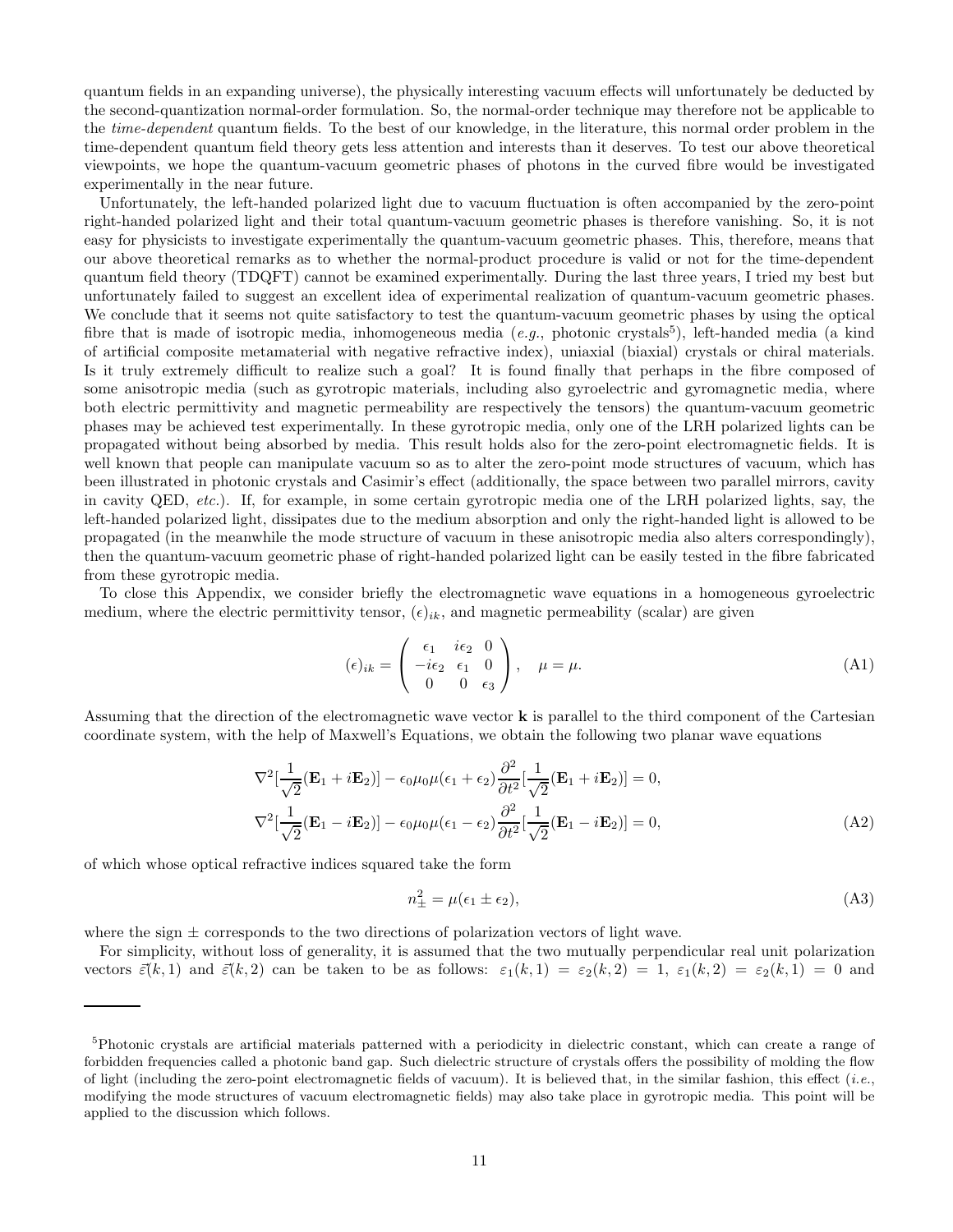quantum fields in an expanding universe), the physically interesting vacuum effects will unfortunately be deducted by the second-quantization normal-order formulation. So, the normal-order technique may therefore not be applicable to the *time-dependent* quantum fields. To the best of our knowledge, in the literature, this normal order problem in the time-dependent quantum field theory gets less attention and interests than it deserves. To test our above theoretical viewpoints, we hope the quantum-vacuum geometric phases of photons in the curved fibre would be investigated experimentally in the near future.

Unfortunately, the left-handed polarized light due to vacuum fluctuation is often accompanied by the zero-point right-handed polarized light and their total quantum-vacuum geometric phases is therefore vanishing. So, it is not easy for physicists to investigate experimentally the quantum-vacuum geometric phases. This, therefore, means that our above theoretical remarks as to whether the normal-product procedure is valid or not for the time-dependent quantum field theory (TDQFT) cannot be examined experimentally. During the last three years, I tried my best but unfortunately failed to suggest an excellent idea of experimental realization of quantum-vacuum geometric phases. We conclude that it seems not quite satisfactory to test the quantum-vacuum geometric phases by using the optical fibre that is made of isotropic media, inhomogeneous media (*e.g.*, photonic crystals[5]), left-handed media (a kind of artificial composite metamaterial with negative refractive index), uniaxial (biaxial) crystals or chiral materials. Is it truly extremely difficult to realize such a goal? It is found finally that perhaps in the fibre composed of some anisotropic media (such as gyrotropic materials, including also gyroelectric and gyromagnetic media, where both electric permittivity and magnetic permeability are respectively the tensors) the quantum-vacuum geometric phases may be achieved test experimentally. In these gyrotropic media, only one of the LRH polarized lights can be propagated without being absorbed by media. This result holds also for the zero-point electromagnetic fields. It is well known that people can manipulate vacuum so as to alter the zero-point mode structures of vacuum, which has been illustrated in photonic crystals and Casimir's effect (additionally, the space between two parallel mirrors, cavity in cavity QED, *etc.*). If, for example, in some certain gyrotropic media one of the LRH polarized lights, say, the left-handed polarized light, dissipates due to the medium absorption and only the right-handed light is allowed to be propagated (in the meanwhile the mode structure of vacuum in these anisotropic media also alters correspondingly), then the quantum-vacuum geometric phase of right-handed polarized light can be easily tested in the fibre fabricated from these gyrotropic media.

To close this Appendix, we consider briefly the electromagnetic wave equations in a homogeneous gyroelectric medium, where the electric permittivity tensor, $(\epsilon)_{ik}$, and magnetic permeability (scalar) are given

$$(\epsilon)_{ik} = \begin{pmatrix} \epsilon_1 & i\epsilon_2 & 0 \\ -i\epsilon_2 & \epsilon_1 & 0 \\ 0 & 0 & \epsilon_3 \end{pmatrix}, \quad \mu = \mu. \tag{A1}$$

Assuming that the direction of the electromagnetic wave vector $\mathbf{k}$ is parallel to the third component of the Cartesian coordinate system, with the help of Maxwell's Equations, we obtain the following two planar wave equations

$$\begin{aligned}
&\nabla^2[\frac{1}{\sqrt{2}}(\mathbf{E}_1 + i\mathbf{E}_2)] - \epsilon_0\mu_0\mu(\epsilon_1 + \epsilon_2)\frac{\partial^2}{\partial t^2}[\frac{1}{\sqrt{2}}(\mathbf{E}_1 + i\mathbf{E}_2)] = 0, \\
&\nabla^2[\frac{1}{\sqrt{2}}(\mathbf{E}_1 - i\mathbf{E}_2)] - \epsilon_0\mu_0\mu(\epsilon_1 - \epsilon_2)\frac{\partial^2}{\partial t^2}[\frac{1}{\sqrt{2}}(\mathbf{E}_1 - i\mathbf{E}_2)] = 0,
\end{aligned} \tag{A2}$$

of which whose optical refractive indices squared take the form

$$n_{\pm}^2 = \mu(\epsilon_1 \pm \epsilon_2), \tag{A3}$$

where the sign $\pm$ corresponds to the two directions of polarization vectors of light wave.

For simplicity, without loss of generality, it is assumed that the two mutually perpendicular real unit polarization vectors $\vec{\varepsilon}(k,1)$ and $\vec{\varepsilon}(k,2)$ can be taken to be as follows: $\varepsilon_1(k,1) = \varepsilon_2(k,2) = 1$, $\varepsilon_1(k,2) = \varepsilon_2(k,1) = 0$ and

---

[5]Photonic crystals are artificial materials patterned with a periodicity in dielectric constant, which can create a range of forbidden frequencies called a photonic band gap. Such dielectric structure of crystals offers the possibility of molding the flow of light (including the zero-point electromagnetic fields of vacuum). It is believed that, in the similar fashion, this effect (*i.e.*, modifying the mode structures of vacuum electromagnetic fields) may also take place in gyrotropic media. This point will be applied to the discussion which follows.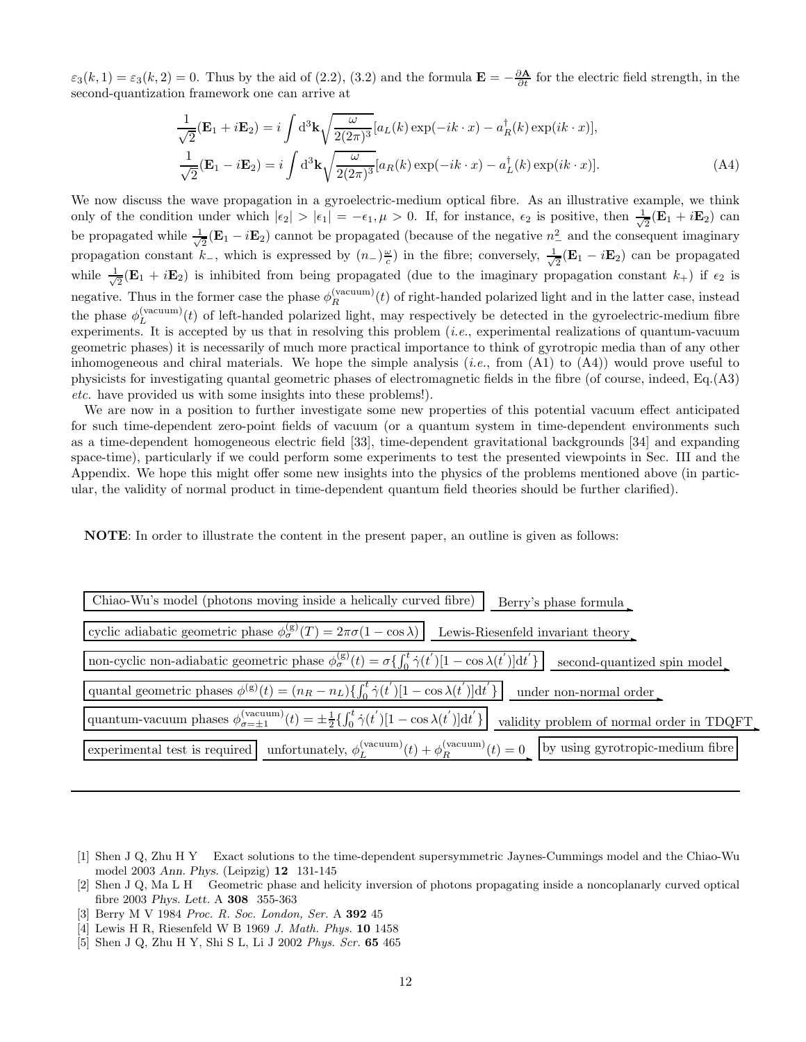$\varepsilon_3(k,1) = \varepsilon_3(k,2) = 0$. Thus by the aid of (2.2), (3.2) and the formula $\mathbf{E} = -\frac{\partial \mathbf{A}}{\partial t}$ for the electric field strength, in the second-quantization framework one can arrive at

$$\frac{1}{\sqrt{2}}(\mathbf{E}_1 + i\mathbf{E}_2) = i\int \mathrm{d}^3\mathbf{k}\sqrt{\frac{\omega}{2(2\pi)^3}}[a_L(k)\exp(-ik\cdot x) - a_R^{\dagger}(k)\exp(ik\cdot x)],$$

$$\frac{1}{\sqrt{2}}(\mathbf{E}_1 - i\mathbf{E}_2) = i\int \mathrm{d}^3\mathbf{k}\sqrt{\frac{\omega}{2(2\pi)^3}}[a_R(k)\exp(-ik\cdot x) - a_L^{\dagger}(k)\exp(ik\cdot x)]. \tag{A4}$$

We now discuss the wave propagation in a gyroelectric-medium optical fibre. As an illustrative example, we think only of the condition under which $|\epsilon_2| > |\epsilon_1| = -\epsilon_1, \mu > 0$. If, for instance, $\epsilon_2$ is positive, then $\frac{1}{\sqrt{2}}(\mathbf{E}_1 + i\mathbf{E}_2)$ can be propagated while $\frac{1}{\sqrt{2}}(\mathbf{E}_1 - i\mathbf{E}_2)$ cannot be propagated (because of the negative $n_-^2$ and the consequent imaginary propagation constant $k_-$, which is expressed by $(n_-)\frac{\omega}{c}$) in the fibre; conversely, $\frac{1}{\sqrt{2}}(\mathbf{E}_1 - i\mathbf{E}_2)$ can be propagated while $\frac{1}{\sqrt{2}}(\mathbf{E}_1 + i\mathbf{E}_2)$ is inhibited from being propagated (due to the imaginary propagation constant $k_+$) if $\epsilon_2$ is negative. Thus in the former case the phase $\phi_R^{(\mathrm{vacuum})}(t)$ of right-handed polarized light and in the latter case, instead the phase $\phi_L^{(\mathrm{vacuum})}(t)$ of left-handed polarized light, may respectively be detected in the gyroelectric-medium fibre experiments. It is accepted by us that in resolving this problem (*i.e.*, experimental realizations of quantum-vacuum geometric phases) it is necessarily of much more practical importance to think of gyrotropic media than of any other inhomogeneous and chiral materials. We hope the simple analysis (*i.e.*, from (A1) to (A4)) would prove useful to physicists for investigating quantal geometric phases of electromagnetic fields in the fibre (of course, indeed, Eq.(A3) *etc.* have provided us with some insights into these problems!).

We are now in a position to further investigate some new properties of this potential vacuum effect anticipated for such time-dependent zero-point fields of vacuum (or a quantum system in time-dependent environments such as a time-dependent homogeneous electric field [33], time-dependent gravitational backgrounds [34] and expanding space-time), particularly if we could perform some experiments to test the presented viewpoints in Sec. III and the Appendix. We hope this might offer some new insights into the physics of the problems mentioned above (in particular, the validity of normal product in time-dependent quantum field theories should be further clarified).

**NOTE**: In order to illustrate the content in the present paper, an outline is given as follows:

Chiao-Wu's model (photons moving inside a helically curved fibre) → Berry's phase formula →

cyclic adiabatic geometric phase $\phi_\sigma^{(\mathrm{g})}(T) = 2\pi\sigma(1-\cos\lambda)$ → Lewis-Riesenfeld invariant theory →

non-cyclic non-adiabatic geometric phase $\phi_\sigma^{(\mathrm{g})}(t) = \sigma\{\int_0^t \dot{\gamma}(t^{'})[1-\cos\lambda(t^{'})]\mathrm{d}t^{'}\}$ → second-quantized spin model →

quantal geometric phases $\phi^{(\mathrm{g})}(t) = (n_R - n_L)\{\int_0^t \dot{\gamma}(t^{'})[1-\cos\lambda(t^{'})]\mathrm{d}t^{'}\}$ → under non-normal order →

quantum-vacuum phases $\phi_{\sigma=\pm 1}^{(\mathrm{vacuum})}(t) = \pm\frac{1}{2}\{\int_0^t \dot{\gamma}(t^{'})[1-\cos\lambda(t^{'})]\mathrm{d}t^{'}\}$ → validity problem of normal order in TDQFT →

experimental test is required → unfortunately, $\phi_L^{(\mathrm{vacuum})}(t) + \phi_R^{(\mathrm{vacuum})}(t) = 0$ → by using gyrotropic-medium fibre

---

[1] Shen J Q, Zhu H Y Exact solutions to the time-dependent supersymmetric Jaynes-Cummings model and the Chiao-Wu model 2003 *Ann. Phys.* (Leipzig) **12** 131-145

[2] Shen J Q, Ma L H Geometric phase and helicity inversion of photons propagating inside a noncoplanarly curved optical fibre 2003 *Phys. Lett.* A **308** 355-363

[3] Berry M V 1984 *Proc. R. Soc. London, Ser.* A **392** 45

[4] Lewis H R, Riesenfeld W B 1969 *J. Math. Phys.* **10** 1458

[5] Shen J Q, Zhu H Y, Shi S L, Li J 2002 *Phys. Scr.* **65** 465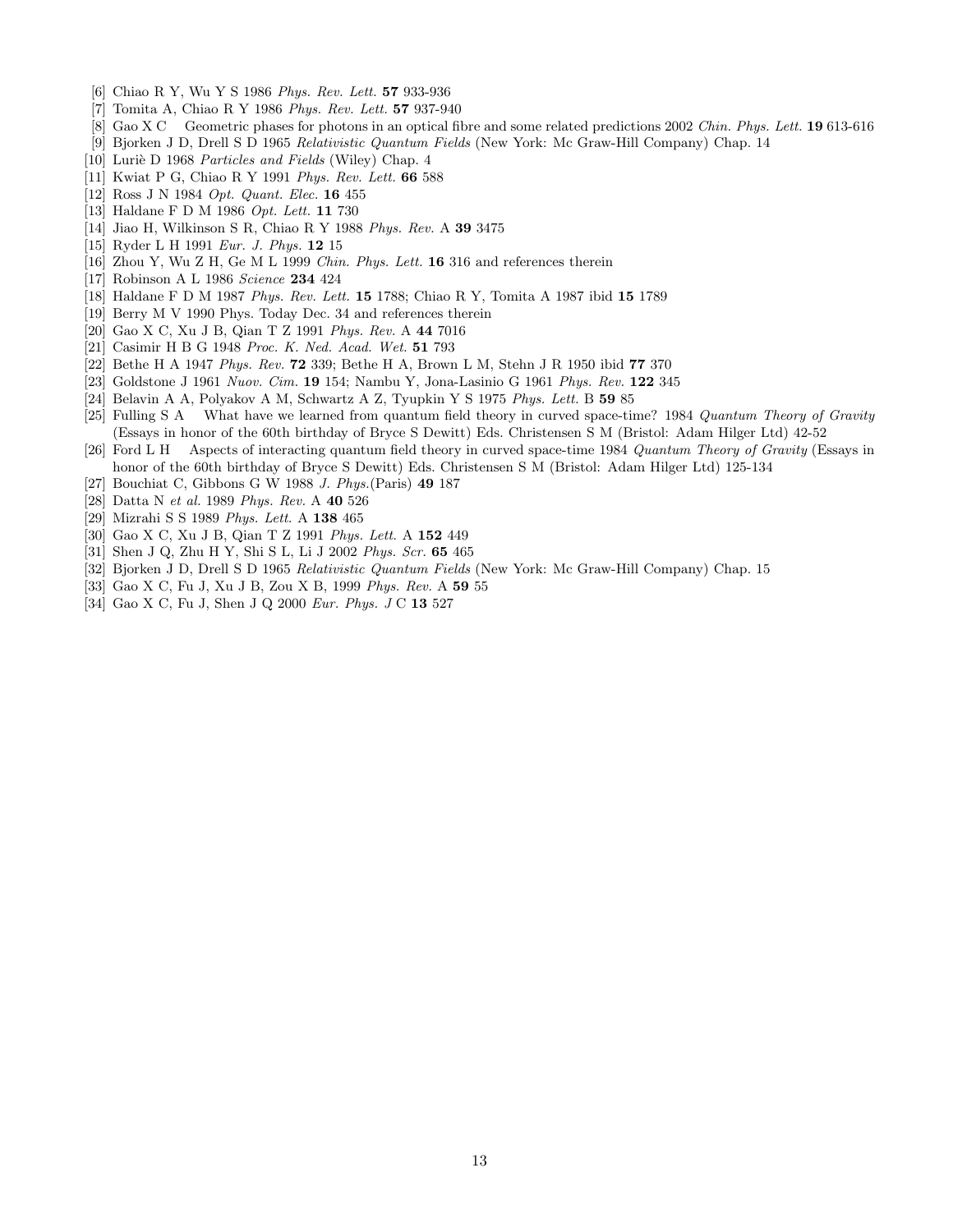[6] Chiao R Y, Wu Y S 1986 *Phys. Rev. Lett.* **57** 933-936

[7] Tomita A, Chiao R Y 1986 *Phys. Rev. Lett.* **57** 937-940

[8] Gao X C  Geometric phases for photons in an optical fibre and some related predictions 2002 *Chin. Phys. Lett.* **19** 613-616

[9] Bjorken J D, Drell S D 1965 *Relativistic Quantum Fields* (New York: Mc Graw-Hill Company) Chap. 14

[10] Luriè D 1968 *Particles and Fields* (Wiley) Chap. 4

[11] Kwiat P G, Chiao R Y 1991 *Phys. Rev. Lett.* **66** 588

[12] Ross J N 1984 *Opt. Quant. Elec.* **16** 455

[13] Haldane F D M 1986 *Opt. Lett.* **11** 730

[14] Jiao H, Wilkinson S R, Chiao R Y 1988 *Phys. Rev.* A **39** 3475

[15] Ryder L H 1991 *Eur. J. Phys.* **12** 15

[16] Zhou Y, Wu Z H, Ge M L 1999 *Chin. Phys. Lett.* **16** 316 and references therein

[17] Robinson A L 1986 *Science* **234** 424

[18] Haldane F D M 1987 *Phys. Rev. Lett.* **15** 1788; Chiao R Y, Tomita A 1987 ibid **15** 1789

[19] Berry M V 1990 Phys. Today Dec. 34 and references therein

[20] Gao X C, Xu J B, Qian T Z 1991 *Phys. Rev.* A **44** 7016

[21] Casimir H B G 1948 *Proc. K. Ned. Acad. Wet.* **51** 793

[22] Bethe H A 1947 *Phys. Rev.* **72** 339; Bethe H A, Brown L M, Stehn J R 1950 ibid **77** 370

[23] Goldstone J 1961 *Nuov. Cim.* **19** 154; Nambu Y, Jona-Lasinio G 1961 *Phys. Rev.* **122** 345

[24] Belavin A A, Polyakov A M, Schwartz A Z, Tyupkin Y S 1975 *Phys. Lett.* B **59** 85

[25] Fulling S A  What have we learned from quantum field theory in curved space-time? 1984 *Quantum Theory of Gravity* (Essays in honor of the 60th birthday of Bryce S Dewitt) Eds. Christensen S M (Bristol: Adam Hilger Ltd) 42-52

[26] Ford L H  Aspects of interacting quantum field theory in curved space-time 1984 *Quantum Theory of Gravity* (Essays in honor of the 60th birthday of Bryce S Dewitt) Eds. Christensen S M (Bristol: Adam Hilger Ltd) 125-134

[27] Bouchiat C, Gibbons G W 1988 *J. Phys.*(Paris) **49** 187

[28] Datta N *et al.* 1989 *Phys. Rev.* A **40** 526

[29] Mizrahi S S 1989 *Phys. Lett.* A **138** 465

[30] Gao X C, Xu J B, Qian T Z 1991 *Phys. Lett.* A **152** 449

[31] Shen J Q, Zhu H Y, Shi S L, Li J 2002 *Phys. Scr.* **65** 465

[32] Bjorken J D, Drell S D 1965 *Relativistic Quantum Fields* (New York: Mc Graw-Hill Company) Chap. 15

[33] Gao X C, Fu J, Xu J B, Zou X B, 1999 *Phys. Rev.* A **59** 55

[34] Gao X C, Fu J, Shen J Q 2000 *Eur. Phys. J* C **13** 527